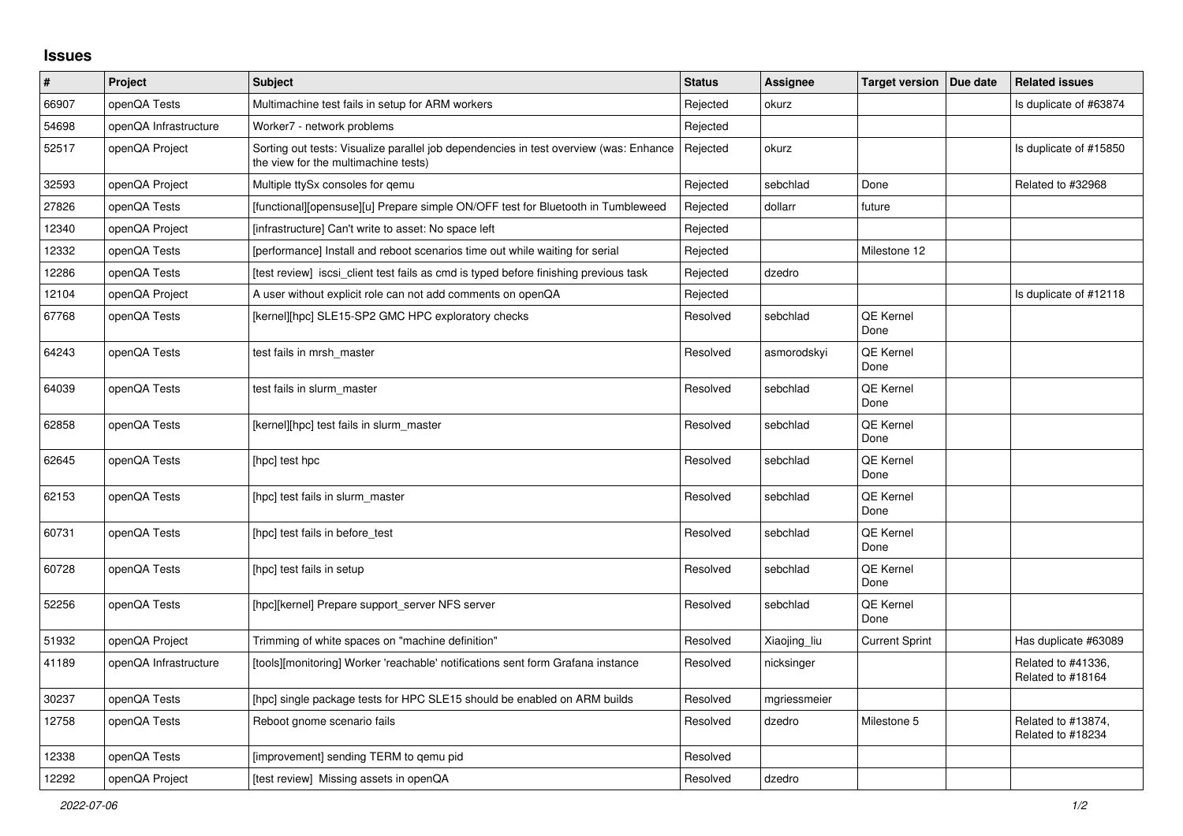## Issues

| # | Project | Subject | Status | Assignee | Target version | Due date | Related issues |
|---|---|---|---|---|---|---|---|
| 66907 | openQA Tests | Multimachine test fails in setup for ARM workers | Rejected | okurz | | | Is duplicate of #63874 |
| 54698 | openQA Infrastructure | Worker7 - network problems | Rejected | | | | |
| 52517 | openQA Project | Sorting out tests: Visualize parallel job dependencies in test overview (was: Enhance the view for the multimachine tests) | Rejected | okurz | | | Is duplicate of #15850 |
| 32593 | openQA Project | Multiple ttySx consoles for qemu | Rejected | sebchlad | Done | | Related to #32968 |
| 27826 | openQA Tests | [functional][opensuse][u] Prepare simple ON/OFF test for Bluetooth in Tumbleweed | Rejected | dollarr | future | | |
| 12340 | openQA Project | [infrastructure] Can't write to asset: No space left | Rejected | | | | |
| 12332 | openQA Tests | [performance] Install and reboot scenarios time out while waiting for serial | Rejected | | Milestone 12 | | |
| 12286 | openQA Tests | [test review] iscsi_client test fails as cmd is typed before finishing previous task | Rejected | dzedro | | | |
| 12104 | openQA Project | A user without explicit role can not add comments on openQA | Rejected | | | | Is duplicate of #12118 |
| 67768 | openQA Tests | [kernel][hpc] SLE15-SP2 GMC HPC exploratory checks | Resolved | sebchlad | QE Kernel Done | | |
| 64243 | openQA Tests | test fails in mrsh_master | Resolved | asmorodskyi | QE Kernel Done | | |
| 64039 | openQA Tests | test fails in slurm_master | Resolved | sebchlad | QE Kernel Done | | |
| 62858 | openQA Tests | [kernel][hpc] test fails in slurm_master | Resolved | sebchlad | QE Kernel Done | | |
| 62645 | openQA Tests | [hpc] test hpc | Resolved | sebchlad | QE Kernel Done | | |
| 62153 | openQA Tests | [hpc] test fails in slurm_master | Resolved | sebchlad | QE Kernel Done | | |
| 60731 | openQA Tests | [hpc] test fails in before_test | Resolved | sebchlad | QE Kernel Done | | |
| 60728 | openQA Tests | [hpc] test fails in setup | Resolved | sebchlad | QE Kernel Done | | |
| 52256 | openQA Tests | [hpc][kernel] Prepare support_server NFS server | Resolved | sebchlad | QE Kernel Done | | |
| 51932 | openQA Project | Trimming of white spaces on "machine definition" | Resolved | Xiaojing_liu | Current Sprint | | Has duplicate #63089 |
| 41189 | openQA Infrastructure | [tools][monitoring] Worker 'reachable' notifications sent form Grafana instance | Resolved | nicksinger | | | Related to #41336, Related to #18164 |
| 30237 | openQA Tests | [hpc] single package tests for HPC SLE15 should be enabled on ARM builds | Resolved | mgriessmeier | | | |
| 12758 | openQA Tests | Reboot gnome scenario fails | Resolved | dzedro | Milestone 5 | | Related to #13874, Related to #18234 |
| 12338 | openQA Tests | [improvement] sending TERM to qemu pid | Resolved | | | | |
| 12292 | openQA Project | [test review] Missing assets in openQA | Resolved | dzedro | | | |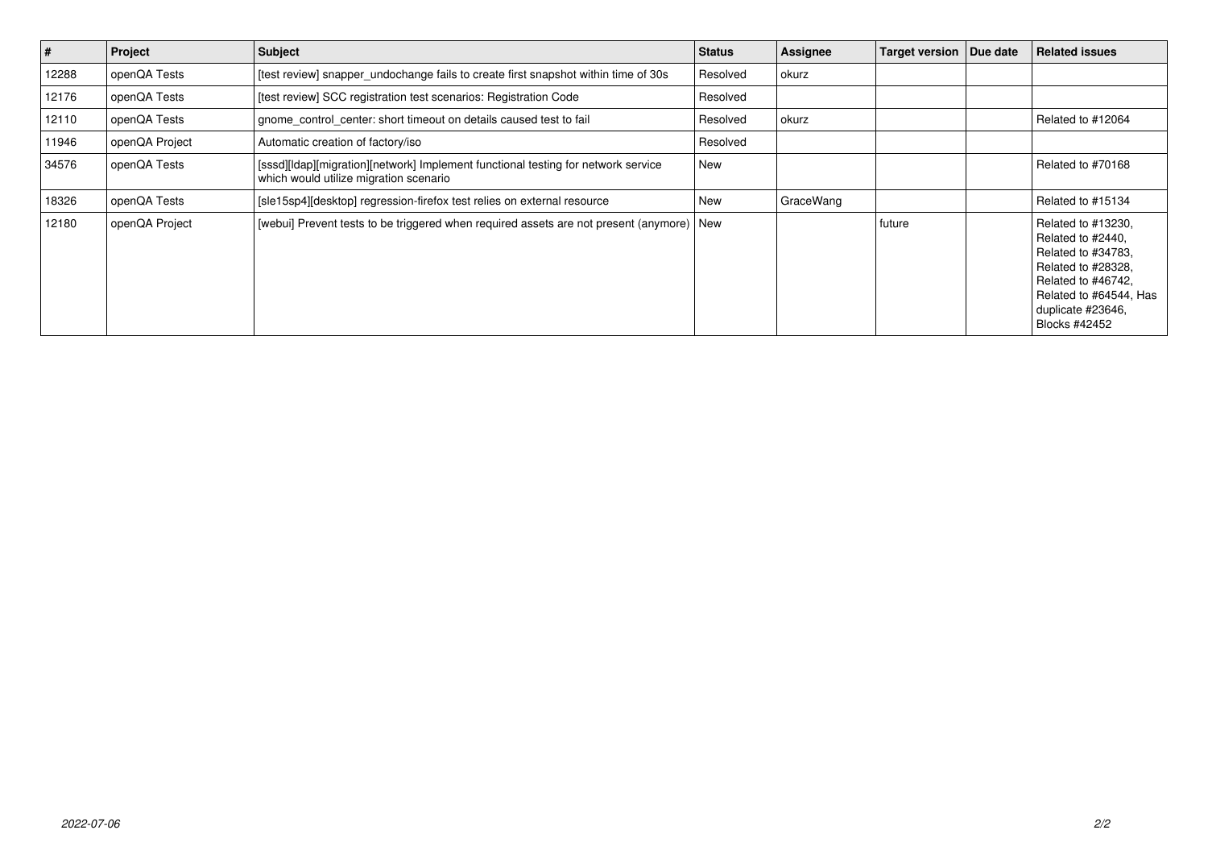| # | Project | Subject | Status | Assignee | Target version | Due date | Related issues |
| --- | --- | --- | --- | --- | --- | --- | --- |
| 12288 | openQA Tests | [test review] snapper_undochange fails to create first snapshot within time of 30s | Resolved | okurz | | | |
| 12176 | openQA Tests | [test review] SCC registration test scenarios: Registration Code | Resolved | | | | |
| 12110 | openQA Tests | gnome_control_center: short timeout on details caused test to fail | Resolved | okurz | | | Related to #12064 |
| 11946 | openQA Project | Automatic creation of factory/iso | Resolved | | | | |
| 34576 | openQA Tests | [sssd][ldap][migration][network] Implement functional testing for network service which would utilize migration scenario | New | | | | Related to #70168 |
| 18326 | openQA Tests | [sle15sp4][desktop] regression-firefox test relies on external resource | New | GraceWang | | | Related to #15134 |
| 12180 | openQA Project | [webui] Prevent tests to be triggered when required assets are not present (anymore) | New | | future | | Related to #13230, Related to #2440, Related to #34783, Related to #28328, Related to #46742, Related to #64544, Has duplicate #23646, Blocks #42452 |